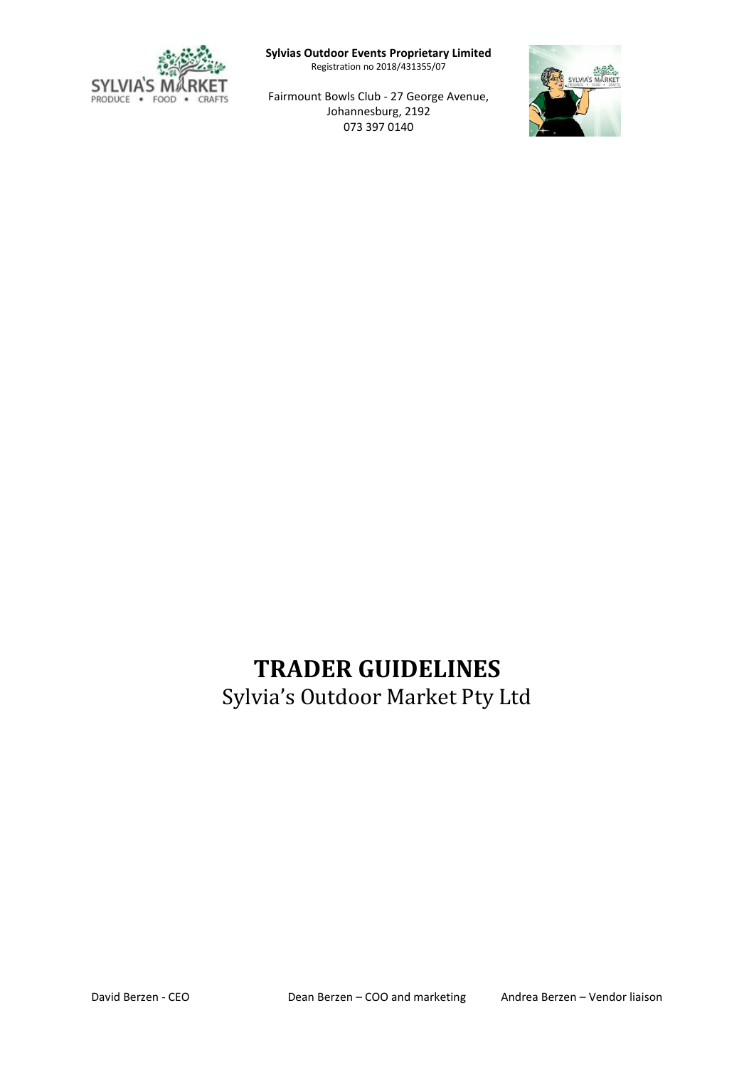**Sylvias Outdoor Events Proprietary Limited**
Registration no 2018/431355/07

Fairmount Bowls Club - 27 George Avenue,
Johannesburg, 2192
073 397 0140

# TRADER GUIDELINES

Sylvia's Outdoor Market Pty Ltd

David Berzen - CEO    Dean Berzen – COO and marketing    Andrea Berzen – Vendor liaison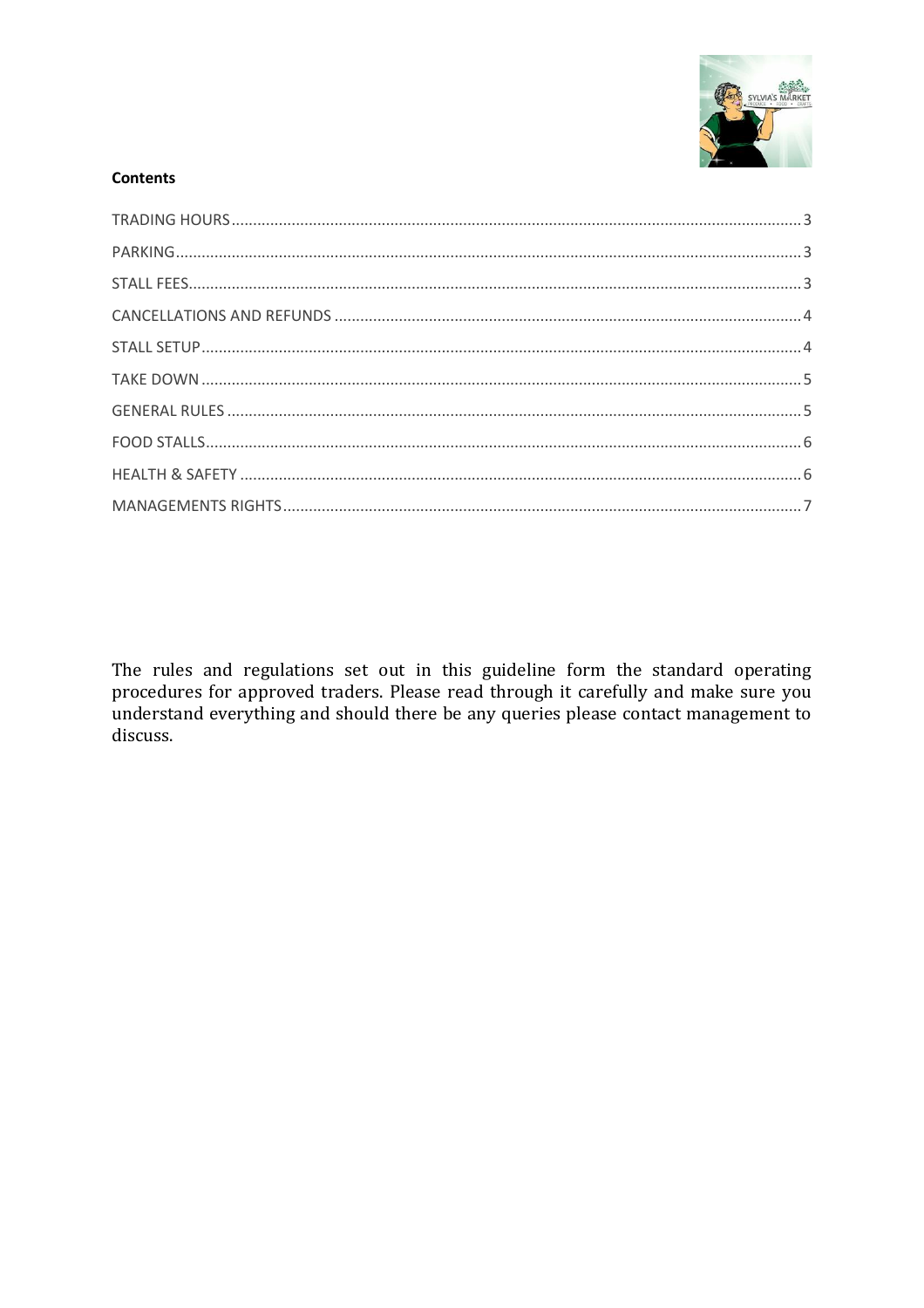**Contents**

TRADING HOURS .......... 3
PARKING .......... 3
STALL FEES .......... 3
CANCELLATIONS AND REFUNDS .......... 4
STALL SETUP .......... 4
TAKE DOWN .......... 5
GENERAL RULES .......... 5
FOOD STALLS .......... 6
HEALTH & SAFETY .......... 6
MANAGEMENTS RIGHTS .......... 7

The rules and regulations set out in this guideline form the standard operating procedures for approved traders. Please read through it carefully and make sure you understand everything and should there be any queries please contact management to discuss.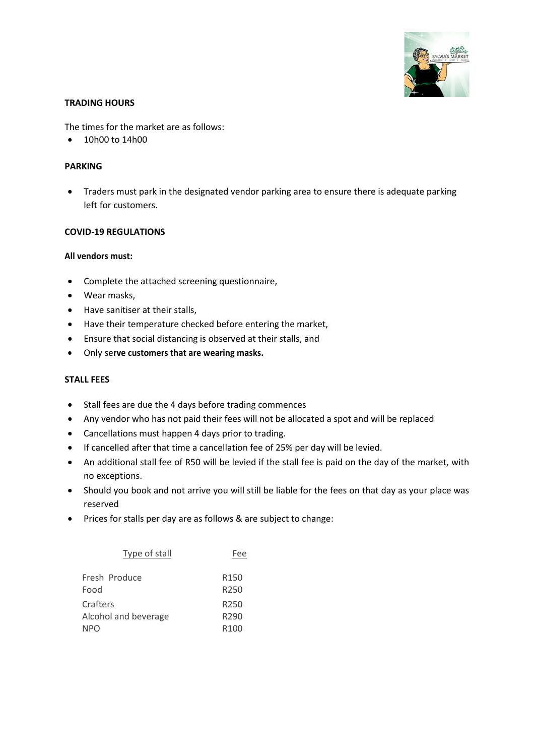**TRADING HOURS**

The times for the market are as follows:

- 10h00 to 14h00

**PARKING**

- Traders must park in the designated vendor parking area to ensure there is adequate parking left for customers.

**COVID-19 REGULATIONS**

**All vendors must:**

- Complete the attached screening questionnaire,
- Wear masks,
- Have sanitiser at their stalls,
- Have their temperature checked before entering the market,
- Ensure that social distancing is observed at their stalls, and
- Only se**rve customers that are wearing masks.**

**STALL FEES**

- Stall fees are due the 4 days before trading commences
- Any vendor who has not paid their fees will not be allocated a spot and will be replaced
- Cancellations must happen 4 days prior to trading.
- If cancelled after that time a cancellation fee of 25% per day will be levied.
- An additional stall fee of R50 will be levied if the stall fee is paid on the day of the market, with no exceptions.
- Should you book and not arrive you will still be liable for the fees on that day as your place was reserved
- Prices for stalls per day are as follows & are subject to change:

| Type of stall | Fee |
|---|---|
| Fresh Produce | R150 |
| Food | R250 |
| Crafters | R250 |
| Alcohol and beverage | R290 |
| NPO | R100 |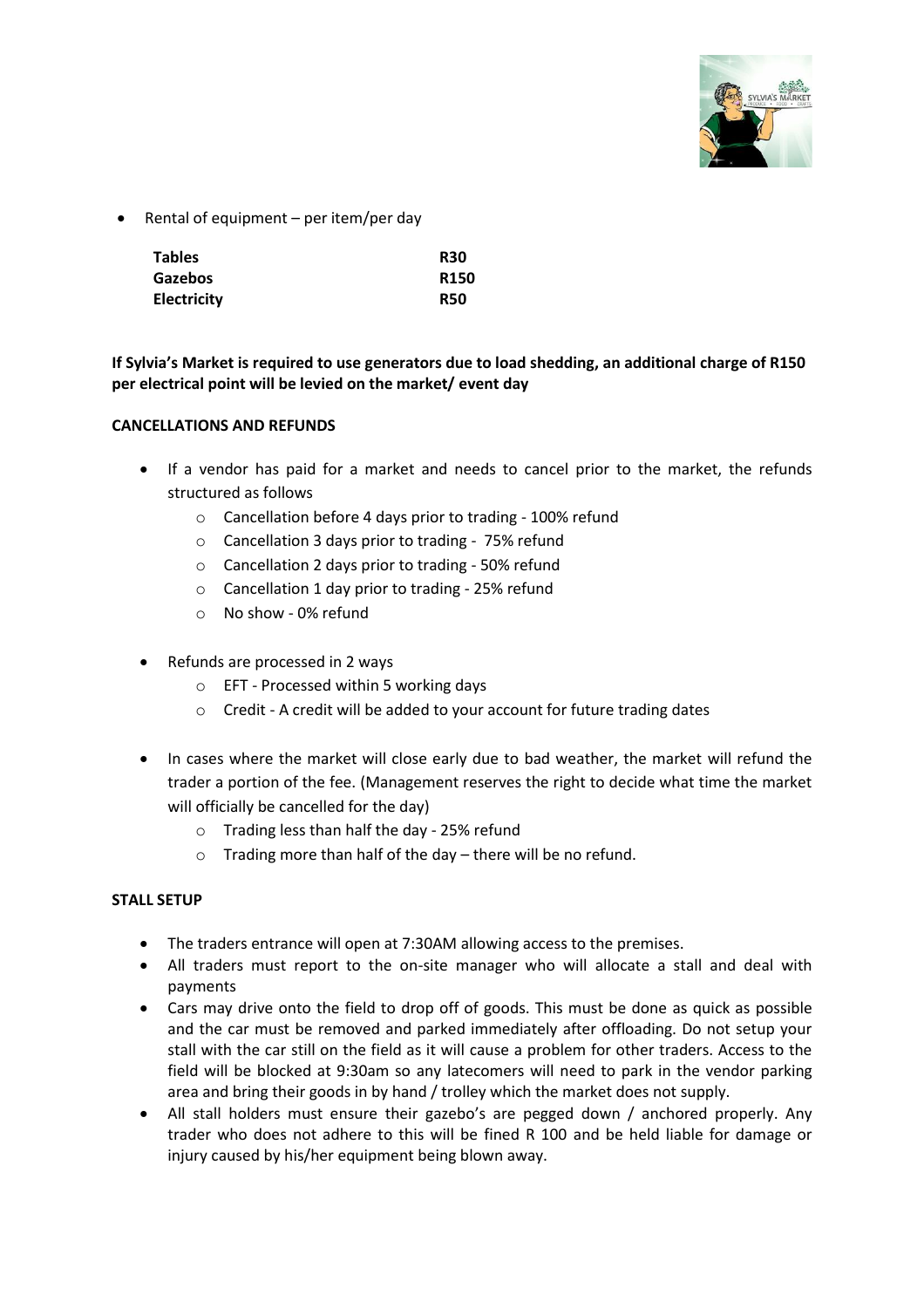- Rental of equipment – per item/per day

| | |
|---|---|
| **Tables** | **R30** |
| **Gazebos** | **R150** |
| **Electricity** | **R50** |

**If Sylvia's Market is required to use generators due to load shedding, an additional charge of R150 per electrical point will be levied on the market/ event day**

**CANCELLATIONS AND REFUNDS**

- If a vendor has paid for a market and needs to cancel prior to the market, the refunds structured as follows
  - Cancellation before 4 days prior to trading - 100% refund
  - Cancellation 3 days prior to trading - 75% refund
  - Cancellation 2 days prior to trading - 50% refund
  - Cancellation 1 day prior to trading - 25% refund
  - No show - 0% refund

- Refunds are processed in 2 ways
  - EFT - Processed within 5 working days
  - Credit - A credit will be added to your account for future trading dates

- In cases where the market will close early due to bad weather, the market will refund the trader a portion of the fee. (Management reserves the right to decide what time the market will officially be cancelled for the day)
  - Trading less than half the day - 25% refund
  - Trading more than half of the day – there will be no refund.

**STALL SETUP**

- The traders entrance will open at 7:30AM allowing access to the premises.
- All traders must report to the on-site manager who will allocate a stall and deal with payments
- Cars may drive onto the field to drop off of goods. This must be done as quick as possible and the car must be removed and parked immediately after offloading. Do not setup your stall with the car still on the field as it will cause a problem for other traders. Access to the field will be blocked at 9:30am so any latecomers will need to park in the vendor parking area and bring their goods in by hand / trolley which the market does not supply.
- All stall holders must ensure their gazebo's are pegged down / anchored properly. Any trader who does not adhere to this will be fined R 100 and be held liable for damage or injury caused by his/her equipment being blown away.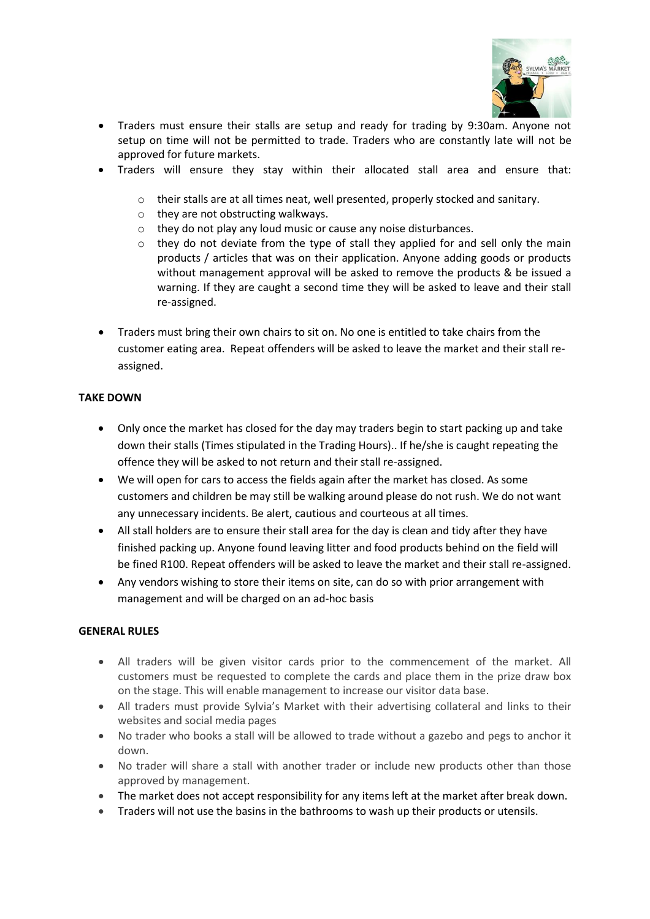- Traders must ensure their stalls are setup and ready for trading by 9:30am. Anyone not setup on time will not be permitted to trade. Traders who are constantly late will not be approved for future markets.
- Traders will ensure they stay within their allocated stall area and ensure that:
  - their stalls are at all times neat, well presented, properly stocked and sanitary.
  - they are not obstructing walkways.
  - they do not play any loud music or cause any noise disturbances.
  - they do not deviate from the type of stall they applied for and sell only the main products / articles that was on their application. Anyone adding goods or products without management approval will be asked to remove the products & be issued a warning. If they are caught a second time they will be asked to leave and their stall re-assigned.
- Traders must bring their own chairs to sit on. No one is entitled to take chairs from the customer eating area. Repeat offenders will be asked to leave the market and their stall re-assigned.

**TAKE DOWN**

- Only once the market has closed for the day may traders begin to start packing up and take down their stalls (Times stipulated in the Trading Hours).. If he/she is caught repeating the offence they will be asked to not return and their stall re-assigned.
- We will open for cars to access the fields again after the market has closed. As some customers and children be may still be walking around please do not rush. We do not want any unnecessary incidents. Be alert, cautious and courteous at all times.
- All stall holders are to ensure their stall area for the day is clean and tidy after they have finished packing up. Anyone found leaving litter and food products behind on the field will be fined R100. Repeat offenders will be asked to leave the market and their stall re-assigned.
- Any vendors wishing to store their items on site, can do so with prior arrangement with management and will be charged on an ad-hoc basis

**GENERAL RULES**

- All traders will be given visitor cards prior to the commencement of the market. All customers must be requested to complete the cards and place them in the prize draw box on the stage. This will enable management to increase our visitor data base.
- All traders must provide Sylvia's Market with their advertising collateral and links to their websites and social media pages
- No trader who books a stall will be allowed to trade without a gazebo and pegs to anchor it down.
- No trader will share a stall with another trader or include new products other than those approved by management.
- The market does not accept responsibility for any items left at the market after break down.
- Traders will not use the basins in the bathrooms to wash up their products or utensils.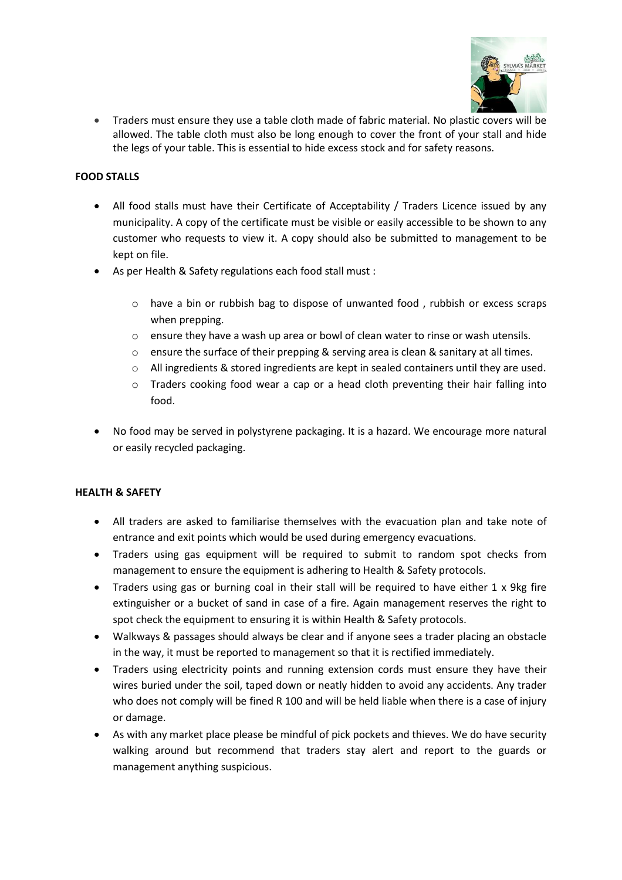- Traders must ensure they use a table cloth made of fabric material. No plastic covers will be allowed. The table cloth must also be long enough to cover the front of your stall and hide the legs of your table. This is essential to hide excess stock and for safety reasons.

**FOOD STALLS**

- All food stalls must have their Certificate of Acceptability / Traders Licence issued by any municipality. A copy of the certificate must be visible or easily accessible to be shown to any customer who requests to view it. A copy should also be submitted to management to be kept on file.
- As per Health & Safety regulations each food stall must :
  - have a bin or rubbish bag to dispose of unwanted food , rubbish or excess scraps when prepping.
  - ensure they have a wash up area or bowl of clean water to rinse or wash utensils.
  - ensure the surface of their prepping & serving area is clean & sanitary at all times.
  - All ingredients & stored ingredients are kept in sealed containers until they are used.
  - Traders cooking food wear a cap or a head cloth preventing their hair falling into food.
- No food may be served in polystyrene packaging. It is a hazard. We encourage more natural or easily recycled packaging.

**HEALTH & SAFETY**

- All traders are asked to familiarise themselves with the evacuation plan and take note of entrance and exit points which would be used during emergency evacuations.
- Traders using gas equipment will be required to submit to random spot checks from management to ensure the equipment is adhering to Health & Safety protocols.
- Traders using gas or burning coal in their stall will be required to have either 1 x 9kg fire extinguisher or a bucket of sand in case of a fire. Again management reserves the right to spot check the equipment to ensuring it is within Health & Safety protocols.
- Walkways & passages should always be clear and if anyone sees a trader placing an obstacle in the way, it must be reported to management so that it is rectified immediately.
- Traders using electricity points and running extension cords must ensure they have their wires buried under the soil, taped down or neatly hidden to avoid any accidents. Any trader who does not comply will be fined R 100 and will be held liable when there is a case of injury or damage.
- As with any market place please be mindful of pick pockets and thieves. We do have security walking around but recommend that traders stay alert and report to the guards or management anything suspicious.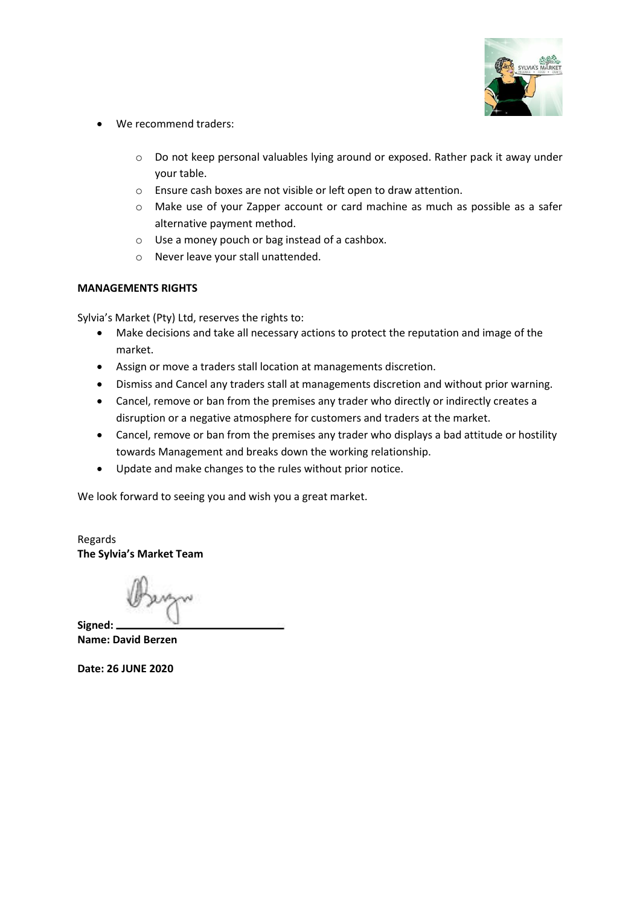- We recommend traders:
  - Do not keep personal valuables lying around or exposed. Rather pack it away under your table.
  - Ensure cash boxes are not visible or left open to draw attention.
  - Make use of your Zapper account or card machine as much as possible as a safer alternative payment method.
  - Use a money pouch or bag instead of a cashbox.
  - Never leave your stall unattended.

**MANAGEMENTS RIGHTS**

Sylvia's Market (Pty) Ltd, reserves the rights to:

- Make decisions and take all necessary actions to protect the reputation and image of the market.
- Assign or move a traders stall location at managements discretion.
- Dismiss and Cancel any traders stall at managements discretion and without prior warning.
- Cancel, remove or ban from the premises any trader who directly or indirectly creates a disruption or a negative atmosphere for customers and traders at the market.
- Cancel, remove or ban from the premises any trader who displays a bad attitude or hostility towards Management and breaks down the working relationship.
- Update and make changes to the rules without prior notice.

We look forward to seeing you and wish you a great market.

Regards
**The Sylvia's Market Team**

**Signed:** ____________________________
**Name: David Berzen**

**Date: 26 JUNE 2020**